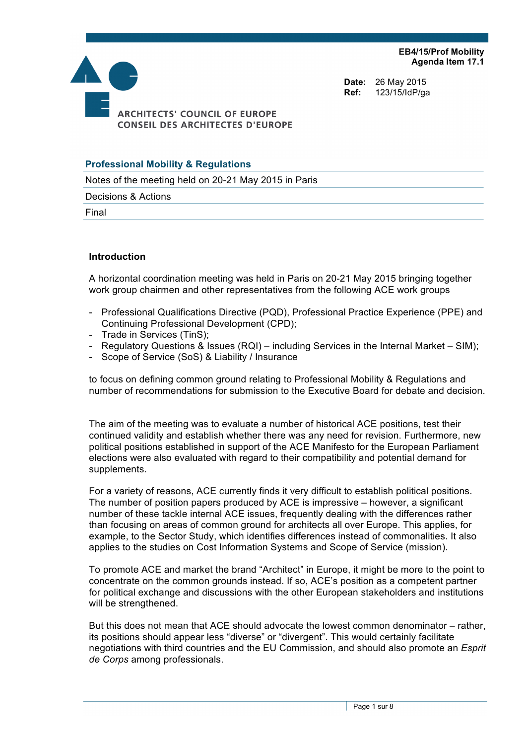EB4/15/Prof Mobility
Agenda Item 17.1

**Date:** 26 May 2015
**Ref:** 123/15/IdP/ga

ARCHITECTS' COUNCIL OF EUROPE
CONSEIL DES ARCHITECTES D'EUROPE

## Professional Mobility & Regulations

Notes of the meeting held on 20-21 May 2015 in Paris

Decisions & Actions

Final

### Introduction

A horizontal coordination meeting was held in Paris on 20-21 May 2015 bringing together work group chairmen and other representatives from the following ACE work groups

- Professional Qualifications Directive (PQD), Professional Practice Experience (PPE) and Continuing Professional Development (CPD);
- Trade in Services (TinS);
- Regulatory Questions & Issues (RQI) – including Services in the Internal Market – SIM);
- Scope of Service (SoS) & Liability / Insurance

to focus on defining common ground relating to Professional Mobility & Regulations and number of recommendations for submission to the Executive Board for debate and decision.

The aim of the meeting was to evaluate a number of historical ACE positions, test their continued validity and establish whether there was any need for revision. Furthermore, new political positions established in support of the ACE Manifesto for the European Parliament elections were also evaluated with regard to their compatibility and potential demand for supplements.

For a variety of reasons, ACE currently finds it very difficult to establish political positions. The number of position papers produced by ACE is impressive – however, a significant number of these tackle internal ACE issues, frequently dealing with the differences rather than focusing on areas of common ground for architects all over Europe. This applies, for example, to the Sector Study, which identifies differences instead of commonalities. It also applies to the studies on Cost Information Systems and Scope of Service (mission).

To promote ACE and market the brand "Architect" in Europe, it might be more to the point to concentrate on the common grounds instead. If so, ACE's position as a competent partner for political exchange and discussions with the other European stakeholders and institutions will be strengthened.

But this does not mean that ACE should advocate the lowest common denominator – rather, its positions should appear less "diverse" or "divergent". This would certainly facilitate negotiations with third countries and the EU Commission, and should also promote an *Esprit de Corps* among professionals.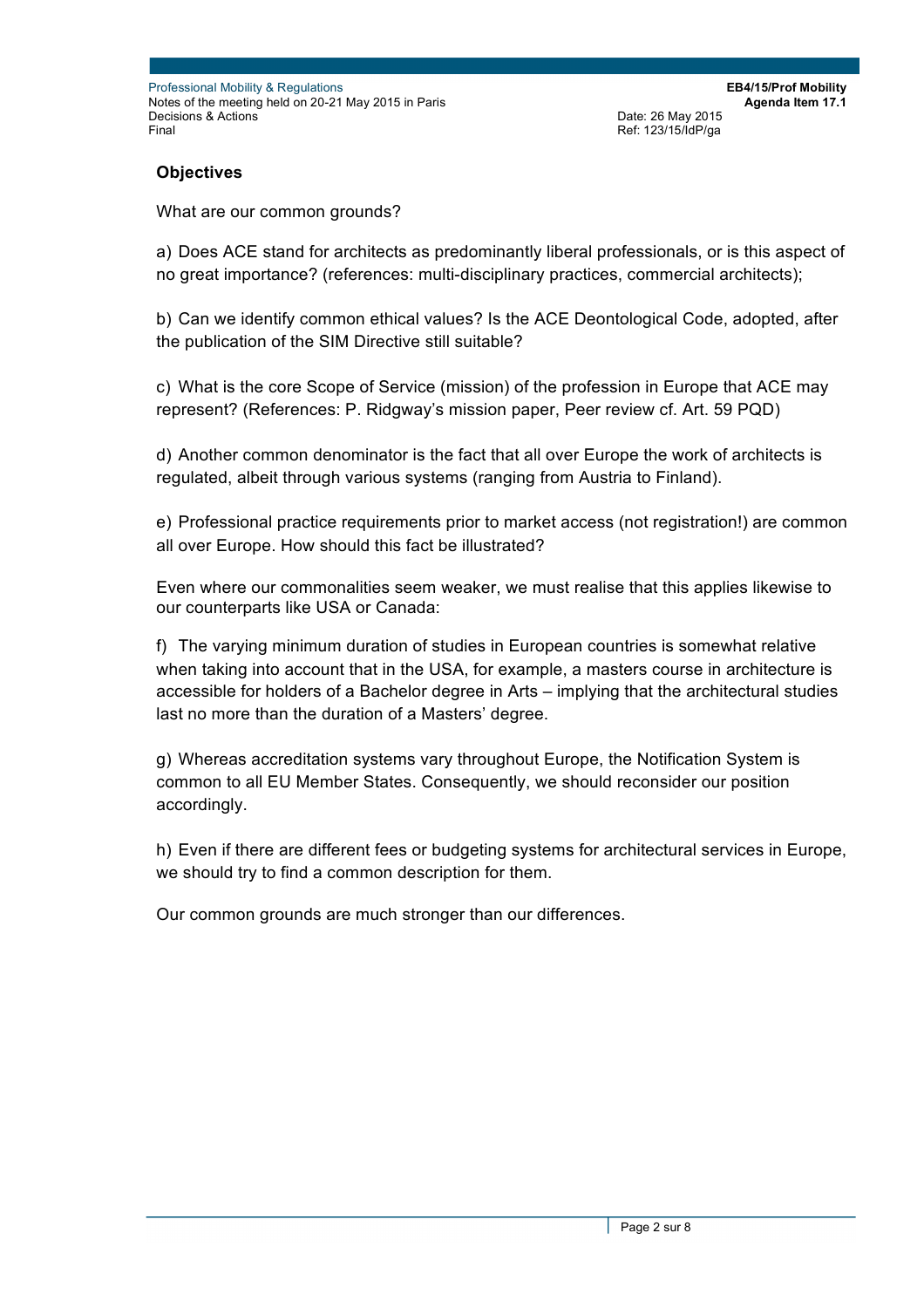**Objectives**

What are our common grounds?

a) Does ACE stand for architects as predominantly liberal professionals, or is this aspect of no great importance? (references: multi-disciplinary practices, commercial architects);

b) Can we identify common ethical values? Is the ACE Deontological Code, adopted, after the publication of the SIM Directive still suitable?

c) What is the core Scope of Service (mission) of the profession in Europe that ACE may represent? (References: P. Ridgway's mission paper, Peer review cf. Art. 59 PQD)

d) Another common denominator is the fact that all over Europe the work of architects is regulated, albeit through various systems (ranging from Austria to Finland).

e) Professional practice requirements prior to market access (not registration!) are common all over Europe. How should this fact be illustrated?

Even where our commonalities seem weaker, we must realise that this applies likewise to our counterparts like USA or Canada:

f) The varying minimum duration of studies in European countries is somewhat relative when taking into account that in the USA, for example, a masters course in architecture is accessible for holders of a Bachelor degree in Arts – implying that the architectural studies last no more than the duration of a Masters' degree.

g) Whereas accreditation systems vary throughout Europe, the Notification System is common to all EU Member States. Consequently, we should reconsider our position accordingly.

h) Even if there are different fees or budgeting systems for architectural services in Europe, we should try to find a common description for them.

Our common grounds are much stronger than our differences.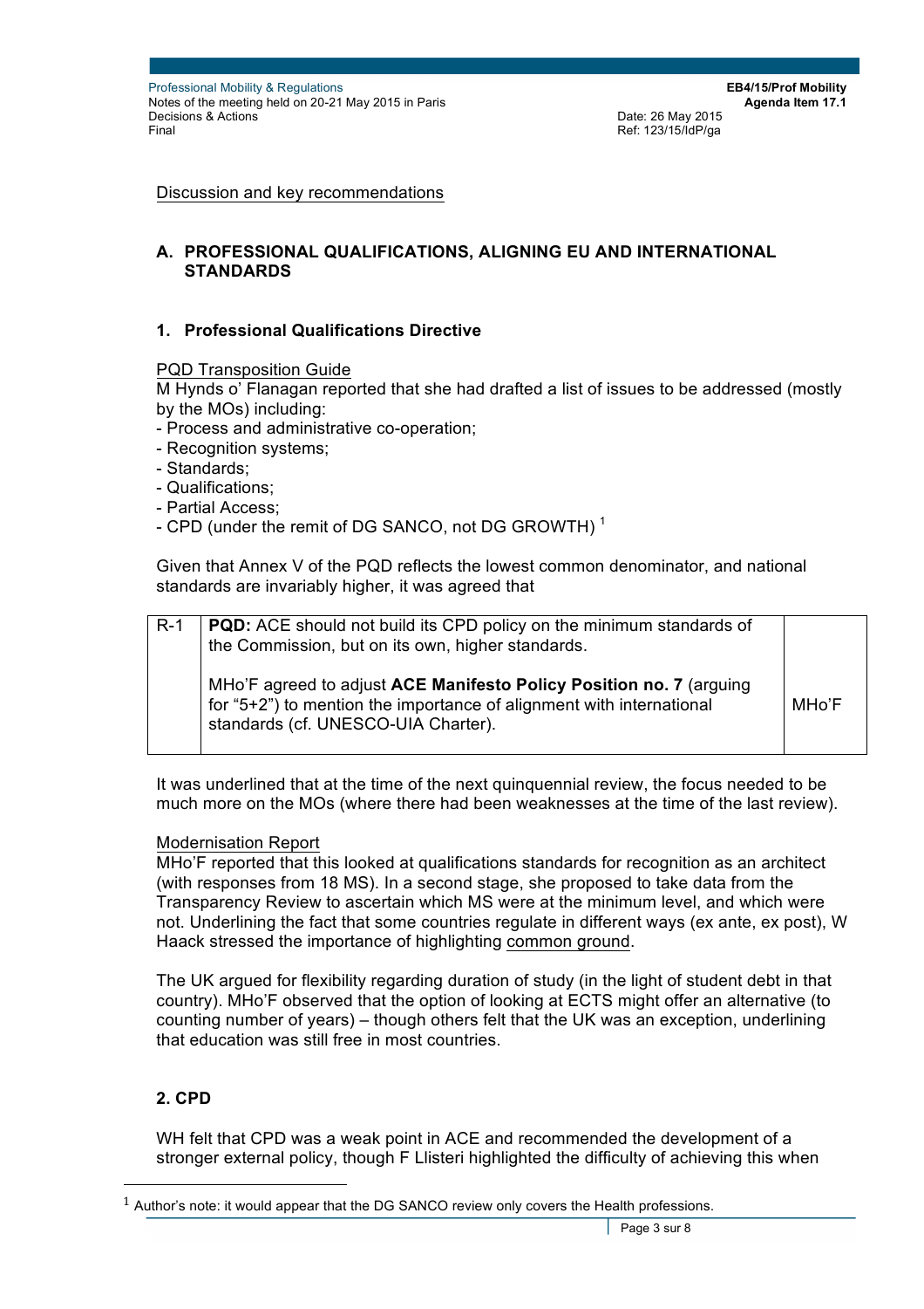Discussion and key recommendations

## A. PROFESSIONAL QUALIFICATIONS, ALIGNING EU AND INTERNATIONAL STANDARDS

### 1. Professional Qualifications Directive

PQD Transposition Guide

M Hynds o' Flanagan reported that she had drafted a list of issues to be addressed (mostly by the MOs) including:

- Process and administrative co-operation;
- Recognition systems;
- Standards;
- Qualifications;
- Partial Access;
- CPD (under the remit of DG SANCO, not DG GROWTH) [1]

Given that Annex V of the PQD reflects the lowest common denominator, and national standards are invariably higher, it was agreed that

| | | |
|---|---|---|
| R-1 | **PQD:** ACE should not build its CPD policy on the minimum standards of the Commission, but on its own, higher standards.<br><br>MHo'F agreed to adjust **ACE Manifesto Policy Position no. 7** (arguing for "5+2") to mention the importance of alignment with international standards (cf. UNESCO-UIA Charter). | MHo'F |

It was underlined that at the time of the next quinquennial review, the focus needed to be much more on the MOs (where there had been weaknesses at the time of the last review).

Modernisation Report

MHo'F reported that this looked at qualifications standards for recognition as an architect (with responses from 18 MS). In a second stage, she proposed to take data from the Transparency Review to ascertain which MS were at the minimum level, and which were not. Underlining the fact that some countries regulate in different ways (ex ante, ex post), W Haack stressed the importance of highlighting common ground.

The UK argued for flexibility regarding duration of study (in the light of student debt in that country). MHo'F observed that the option of looking at ECTS might offer an alternative (to counting number of years) – though others felt that the UK was an exception, underlining that education was still free in most countries.

### 2. CPD

WH felt that CPD was a weak point in ACE and recommended the development of a stronger external policy, though F Llisteri highlighted the difficulty of achieving this when

[1] Author's note: it would appear that the DG SANCO review only covers the Health professions.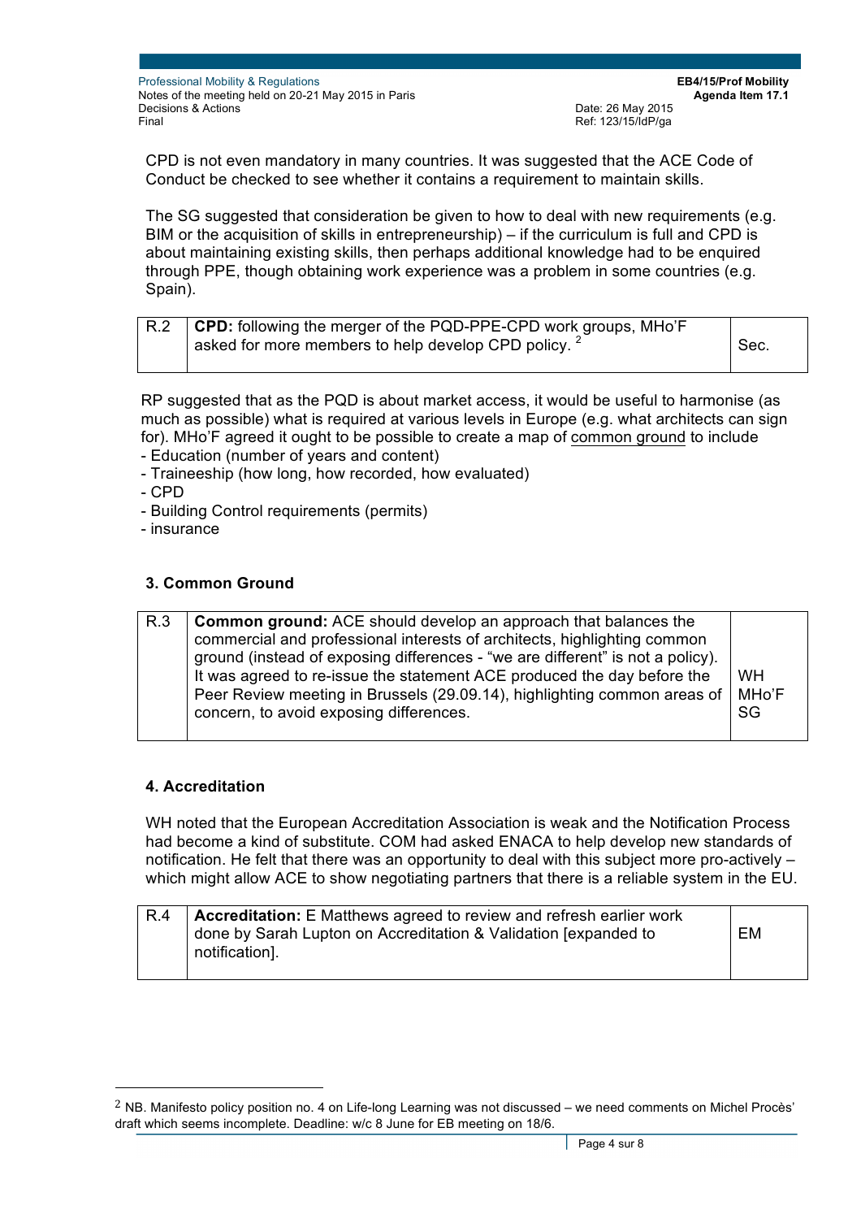CPD is not even mandatory in many countries. It was suggested that the ACE Code of Conduct be checked to see whether it contains a requirement to maintain skills.

The SG suggested that consideration be given to how to deal with new requirements (e.g. BIM or the acquisition of skills in entrepreneurship) – if the curriculum is full and CPD is about maintaining existing skills, then perhaps additional knowledge had to be enquired through PPE, though obtaining work experience was a problem in some countries (e.g. Spain).

| R.2 | **CPD:** following the merger of the PQD-PPE-CPD work groups, MHo'F asked for more members to help develop CPD policy. [2] | Sec. |
|---|---|---|

RP suggested that as the PQD is about market access, it would be useful to harmonise (as much as possible) what is required at various levels in Europe (e.g. what architects can sign for). MHo'F agreed it ought to be possible to create a map of common ground to include

- Education (number of years and content)
- Traineeship (how long, how recorded, how evaluated)
- CPD
- Building Control requirements (permits)
- insurance

### 3. Common Ground

| R.3 | **Common ground:** ACE should develop an approach that balances the commercial and professional interests of architects, highlighting common ground (instead of exposing differences - "we are different" is not a policy). It was agreed to re-issue the statement ACE produced the day before the Peer Review meeting in Brussels (29.09.14), highlighting common areas of concern, to avoid exposing differences. | WH MHo'F SG |
|---|---|---|

### 4. Accreditation

WH noted that the European Accreditation Association is weak and the Notification Process had become a kind of substitute. COM had asked ENACA to help develop new standards of notification. He felt that there was an opportunity to deal with this subject more pro-actively – which might allow ACE to show negotiating partners that there is a reliable system in the EU.

| R.4 | **Accreditation:** E Matthews agreed to review and refresh earlier work done by Sarah Lupton on Accreditation & Validation [expanded to notification]. | EM |
|---|---|---|

[2] NB. Manifesto policy position no. 4 on Life-long Learning was not discussed – we need comments on Michel Procès' draft which seems incomplete. Deadline: w/c 8 June for EB meeting on 18/6.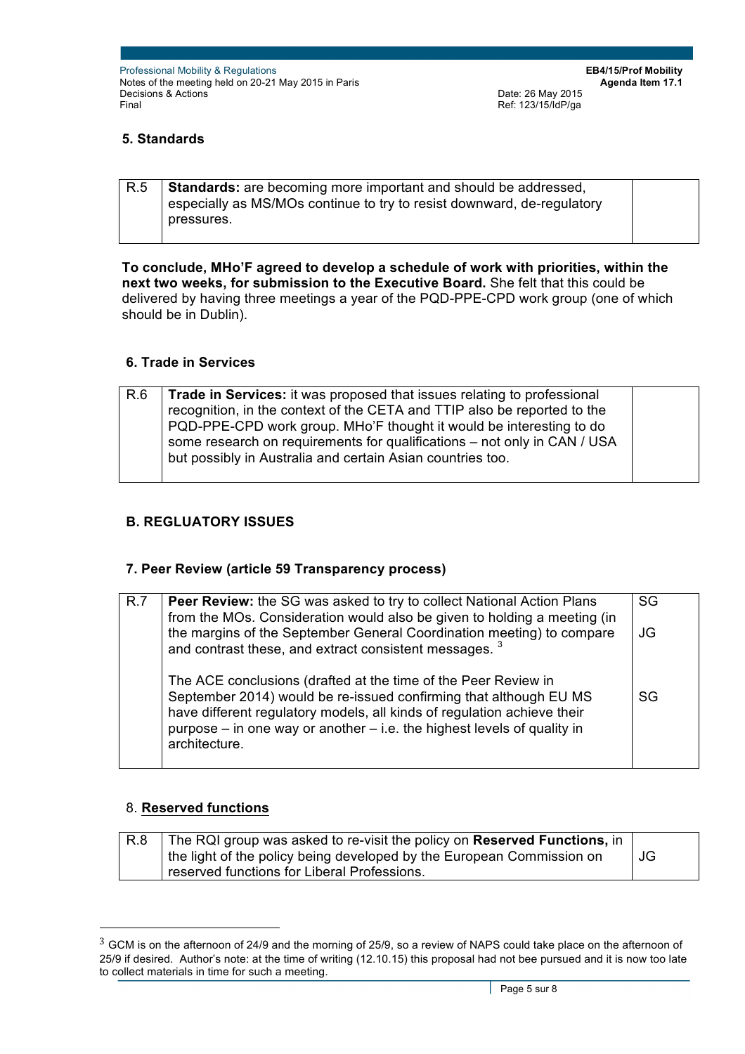## 5. Standards

| R.5 | **Standards:** are becoming more important and should be addressed, especially as MS/MOs continue to try to resist downward, de-regulatory pressures. | |
|---|---|---|

**To conclude, MHo'F agreed to develop a schedule of work with priorities, within the next two weeks, for submission to the Executive Board.** She felt that this could be delivered by having three meetings a year of the PQD-PPE-CPD work group (one of which should be in Dublin).

## 6. Trade in Services

| R.6 | **Trade in Services:** it was proposed that issues relating to professional recognition, in the context of the CETA and TTIP also be reported to the PQD-PPE-CPD work group. MHo'F thought it would be interesting to do some research on requirements for qualifications – not only in CAN / USA but possibly in Australia and certain Asian countries too. | |
|---|---|---|

## B. REGLUATORY ISSUES

## 7. Peer Review (article 59 Transparency process)

| R.7 | **Peer Review:** the SG was asked to try to collect National Action Plans from the MOs. Consideration would also be given to holding a meeting (in the margins of the September General Coordination meeting) to compare and contrast these, and extract consistent messages. [3] | SG<br><br>JG |
|---|---|---|
| | The ACE conclusions (drafted at the time of the Peer Review in September 2014) would be re-issued confirming that although EU MS have different regulatory models, all kinds of regulation achieve their purpose – in one way or another – i.e. the highest levels of quality in architecture. | SG |

## 8. Reserved functions

| R.8 | The RQI group was asked to re-visit the policy on **Reserved Functions,** in the light of the policy being developed by the European Commission on reserved functions for Liberal Professions. | JG |
|---|---|---|

[3] GCM is on the afternoon of 24/9 and the morning of 25/9, so a review of NAPS could take place on the afternoon of 25/9 if desired. Author's note: at the time of writing (12.10.15) this proposal had not bee pursued and it is now too late to collect materials in time for such a meeting.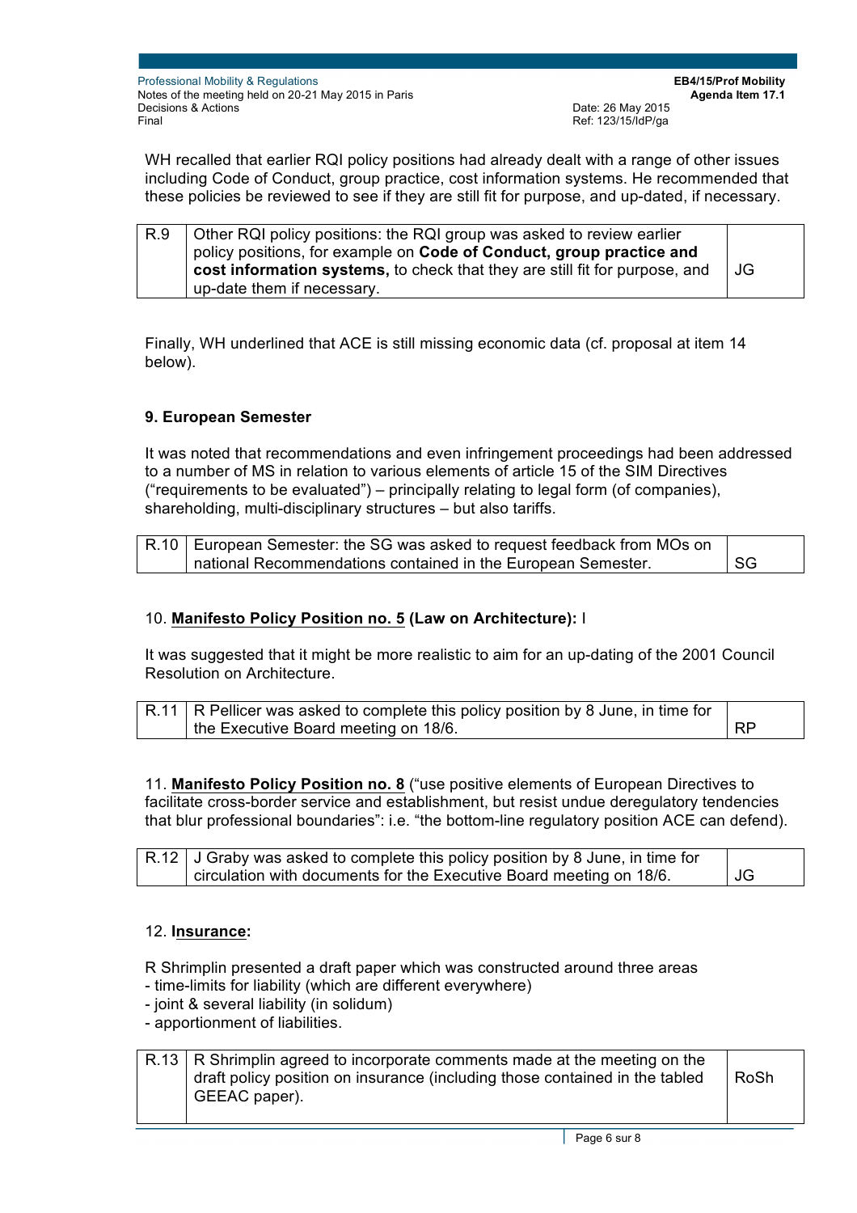WH recalled that earlier RQI policy positions had already dealt with a range of other issues including Code of Conduct, group practice, cost information systems. He recommended that these policies be reviewed to see if they are still fit for purpose, and up-dated, if necessary.

| R.9 | Other RQI policy positions: the RQI group was asked to review earlier policy positions, for example on **Code of Conduct, group practice and cost information systems,** to check that they are still fit for purpose, and up-date them if necessary. | JG |
|---|---|---|

Finally, WH underlined that ACE is still missing economic data (cf. proposal at item 14 below).

**9. European Semester**

It was noted that recommendations and even infringement proceedings had been addressed to a number of MS in relation to various elements of article 15 of the SIM Directives ("requirements to be evaluated") – principally relating to legal form (of companies), shareholding, multi-disciplinary structures – but also tariffs.

| R.10 | European Semester: the SG was asked to request feedback from MOs on national Recommendations contained in the European Semester. | SG |
|---|---|---|

10. **Manifesto Policy Position no. 5** **(Law on Architecture):** l

It was suggested that it might be more realistic to aim for an up-dating of the 2001 Council Resolution on Architecture.

| R.11 | R Pellicer was asked to complete this policy position by 8 June, in time for the Executive Board meeting on 18/6. | RP |
|---|---|---|

11. **Manifesto Policy Position no. 8** ("use positive elements of European Directives to facilitate cross-border service and establishment, but resist undue deregulatory tendencies that blur professional boundaries": i.e. "the bottom-line regulatory position ACE can defend).

| R.12 | J Graby was asked to complete this policy position by 8 June, in time for circulation with documents for the Executive Board meeting on 18/6. | JG |
|---|---|---|

12. **Insurance:**

R Shrimplin presented a draft paper which was constructed around three areas
- time-limits for liability (which are different everywhere)
- joint & several liability (in solidum)
- apportionment of liabilities.

| R.13 | R Shrimplin agreed to incorporate comments made at the meeting on the draft policy position on insurance (including those contained in the tabled GEEAC paper). | RoSh |
|---|---|---|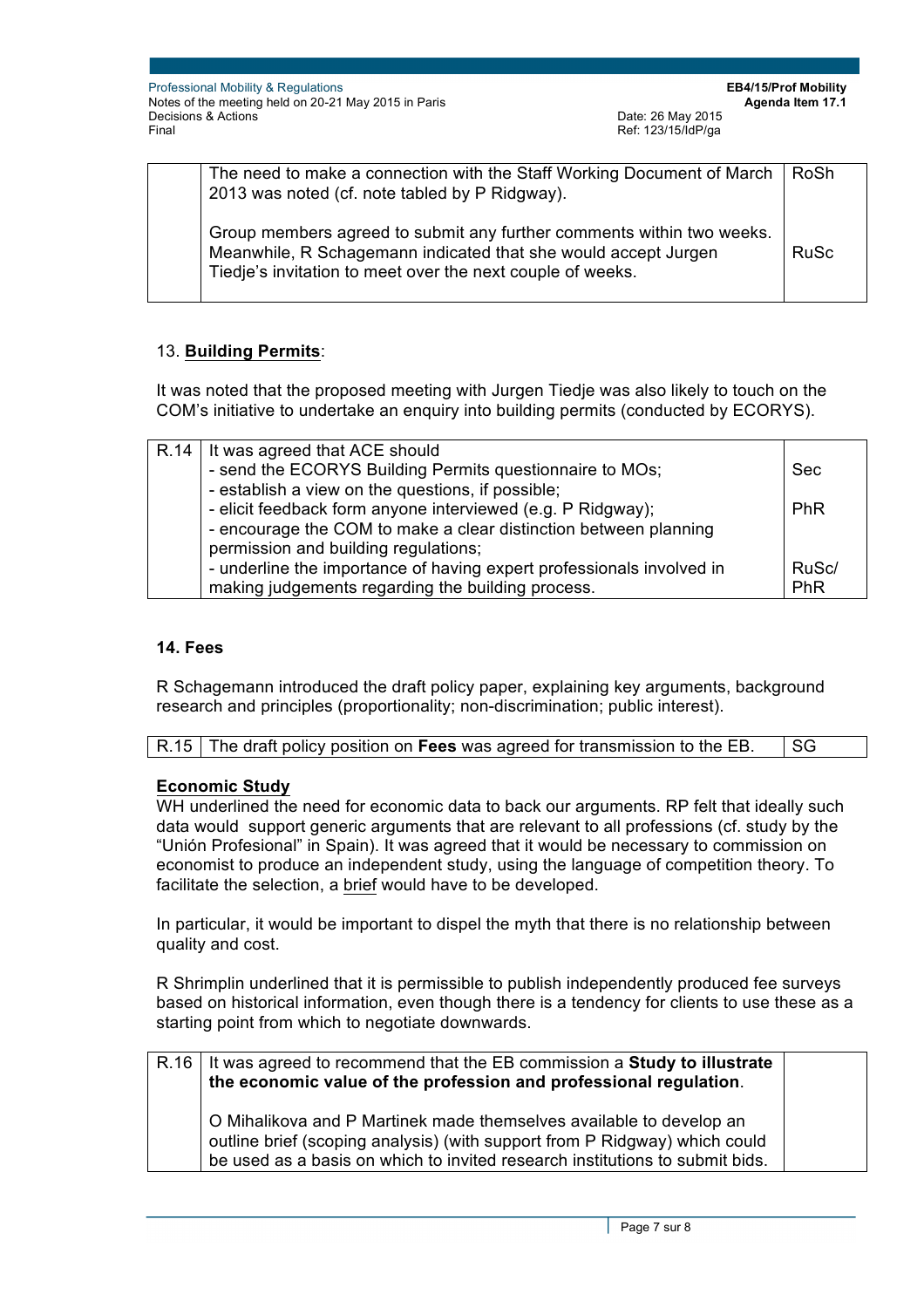|  | The need to make a connection with the Staff Working Document of March 2013 was noted (cf. note tabled by P Ridgway).<br><br>Group members agreed to submit any further comments within two weeks. Meanwhile, R Schagemann indicated that she would accept Jurgen Tiedje's invitation to meet over the next couple of weeks. | RoSh<br><br><br>RuSc |
|---|---|---|

13. **Building Permits**:

It was noted that the proposed meeting with Jurgen Tiedje was also likely to touch on the COM's initiative to undertake an enquiry into building permits (conducted by ECORYS).

| R.14 | It was agreed that ACE should<br>- send the ECORYS Building Permits questionnaire to MOs;<br>- establish a view on the questions, if possible;<br>- elicit feedback form anyone interviewed (e.g. P Ridgway);<br>- encourage the COM to make a clear distinction between planning permission and building regulations;<br>- underline the importance of having expert professionals involved in making judgements regarding the building process. | <br>Sec<br><br>PhR<br><br><br>RuSc/<br>PhR |
|---|---|---|

**14. Fees**

R Schagemann introduced the draft policy paper, explaining key arguments, background research and principles (proportionality; non-discrimination; public interest).

| R.15 | The draft policy position on **Fees** was agreed for transmission to the EB. | SG |
|---|---|---|

**Economic Study**

WH underlined the need for economic data to back our arguments. RP felt that ideally such data would support generic arguments that are relevant to all professions (cf. study by the "Unión Profesional" in Spain). It was agreed that it would be necessary to commission on economist to produce an independent study, using the language of competition theory. To facilitate the selection, a brief would have to be developed.

In particular, it would be important to dispel the myth that there is no relationship between quality and cost.

R Shrimplin underlined that it is permissible to publish independently produced fee surveys based on historical information, even though there is a tendency for clients to use these as a starting point from which to negotiate downwards.

| R.16 | It was agreed to recommend that the EB commission a **Study to illustrate the economic value of the profession and professional regulation**.<br><br>O Mihalikova and P Martinek made themselves available to develop an outline brief (scoping analysis) (with support from P Ridgway) which could be used as a basis on which to invited research institutions to submit bids. |  |
|---|---|---|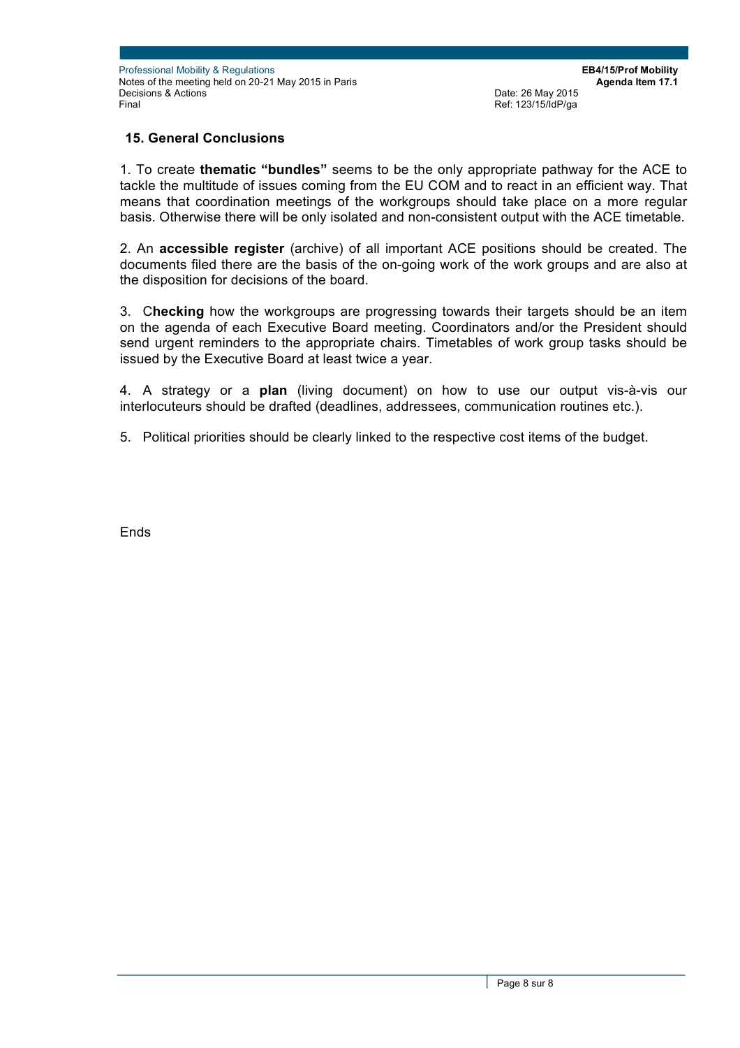## 15. General Conclusions

1. To create **thematic "bundles"** seems to be the only appropriate pathway for the ACE to tackle the multitude of issues coming from the EU COM and to react in an efficient way. That means that coordination meetings of the workgroups should take place on a more regular basis. Otherwise there will be only isolated and non-consistent output with the ACE timetable.

2. An **accessible register** (archive) of all important ACE positions should be created. The documents filed there are the basis of the on-going work of the work groups and are also at the disposition for decisions of the board.

3. C**hecking** how the workgroups are progressing towards their targets should be an item on the agenda of each Executive Board meeting. Coordinators and/or the President should send urgent reminders to the appropriate chairs. Timetables of work group tasks should be issued by the Executive Board at least twice a year.

4. A strategy or a **plan** (living document) on how to use our output vis-à-vis our interlocuteurs should be drafted (deadlines, addressees, communication routines etc.).

5. Political priorities should be clearly linked to the respective cost items of the budget.

Ends